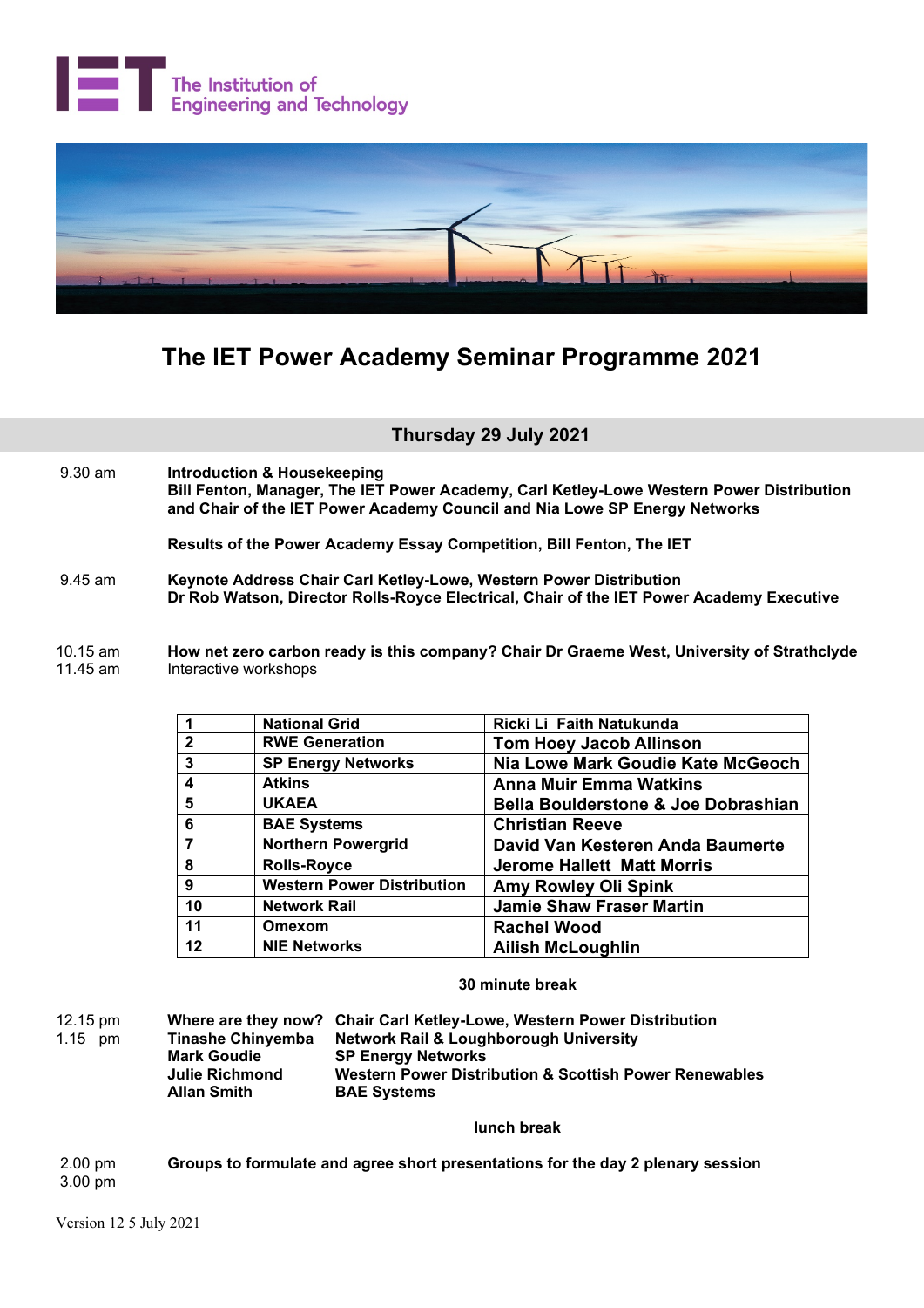# The IET Power Academy Seminar Programme 2021

## Thursday 29 July 2021

9.30 am **Introduction & Housekeeping**
**Bill Fenton, Manager, The IET Power Academy, Carl Ketley-Lowe Western Power Distribution and Chair of the IET Power Academy Council and Nia Lowe SP Energy Networks**

**Results of the Power Academy Essay Competition, Bill Fenton, The IET**

9.45 am **Keynote Address Chair Carl Ketley-Lowe, Western Power Distribution**
**Dr Rob Watson, Director Rolls-Royce Electrical, Chair of the IET Power Academy Executive**

10.15 am **How net zero carbon ready is this company? Chair Dr Graeme West, University of Strathclyde**
11.45 am Interactive workshops

| | | |
|---|---|---|
| **1** | **National Grid** | **Ricki Li Faith Natukunda** |
| **2** | **RWE Generation** | **Tom Hoey Jacob Allinson** |
| **3** | **SP Energy Networks** | **Nia Lowe Mark Goudie Kate McGeoch** |
| **4** | **Atkins** | **Anna Muir Emma Watkins** |
| **5** | **UKAEA** | **Bella Boulderstone & Joe Dobrashian** |
| **6** | **BAE Systems** | **Christian Reeve** |
| **7** | **Northern Powergrid** | **David Van Kesteren Anda Baumerte** |
| **8** | **Rolls-Royce** | **Jerome Hallett Matt Morris** |
| **9** | **Western Power Distribution** | **Amy Rowley Oli Spink** |
| **10** | **Network Rail** | **Jamie Shaw Fraser Martin** |
| **11** | **Omexom** | **Rachel Wood** |
| **12** | **NIE Networks** | **Ailish McLoughlin** |

**30 minute break**

12.15 pm **Where are they now? Chair Carl Ketley-Lowe, Western Power Distribution**
1.15 pm

| | |
|---|---|
| **Tinashe Chinyemba** | **Network Rail & Loughborough University** |
| **Mark Goudie** | **SP Energy Networks** |
| **Julie Richmond** | **Western Power Distribution & Scottish Power Renewables** |
| **Allan Smith** | **BAE Systems** |

**lunch break**

2.00 pm **Groups to formulate and agree short presentations for the day 2 plenary session**
3.00 pm

Version 12 5 July 2021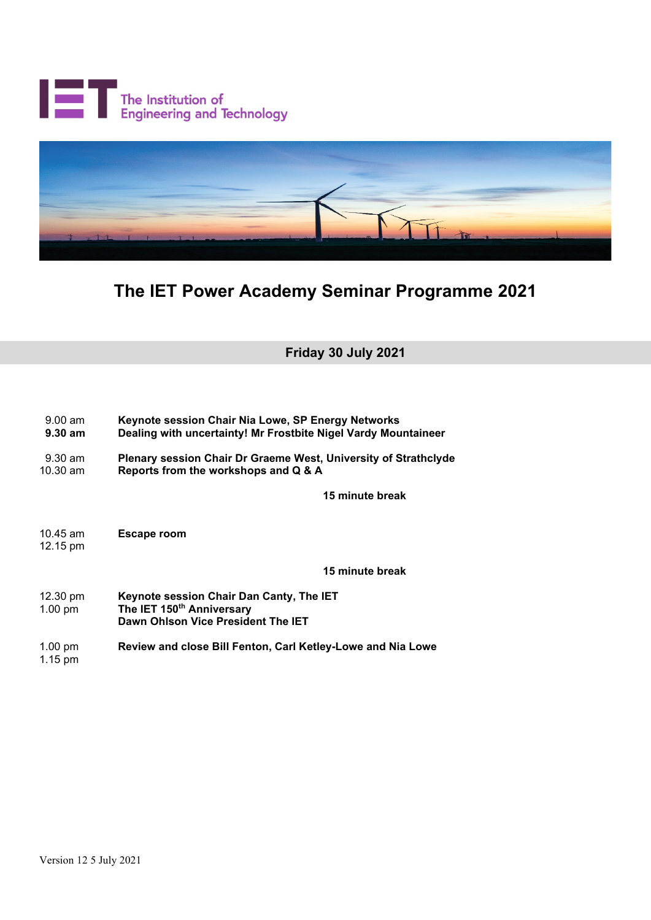The Institution of Engineering and Technology

# The IET Power Academy Seminar Programme 2021

## Friday 30 July 2021

| | |
|---|---|
| 9.00 am<br>**9.30 am** | **Keynote session Chair Nia Lowe, SP Energy Networks**<br>**Dealing with uncertainty! Mr Frostbite Nigel Vardy Mountaineer** |
| 9.30 am<br>10.30 am | **Plenary session Chair Dr Graeme West, University of Strathclyde**<br>**Reports from the workshops and Q & A** |
| | **15 minute break** |
| 10.45 am<br>12.15 pm | **Escape room** |
| | **15 minute break** |
| 12.30 pm<br>1.00 pm | **Keynote session Chair Dan Canty, The IET**<br>**The IET 150th Anniversary**<br>**Dawn Ohlson Vice President The IET** |
| 1.00 pm<br>1.15 pm | **Review and close Bill Fenton, Carl Ketley-Lowe and Nia Lowe** |

Version 12 5 July 2021